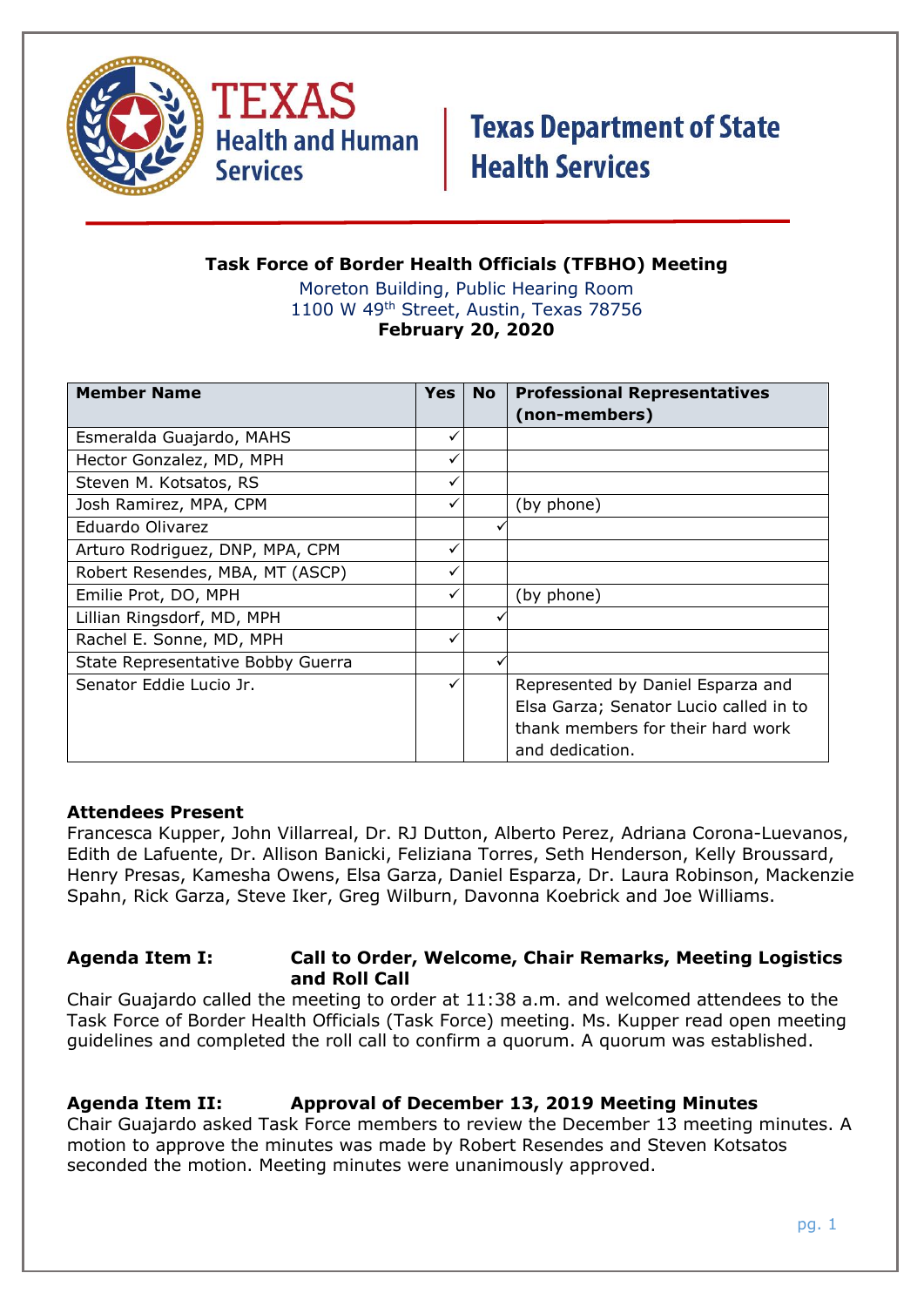Texas Health and Human Services

Texas Department of State Health Services

# Task Force of Border Health Officials (TFBHO) Meeting

Moreton Building, Public Hearing Room
1100 W 49th Street, Austin, Texas 78756
**February 20, 2020**

| Member Name | Yes | No | Professional Representatives (non-members) |
|---|---|---|---|
| Esmeralda Guajardo, MAHS | ✓ | | |
| Hector Gonzalez, MD, MPH | ✓ | | |
| Steven M. Kotsatos, RS | ✓ | | |
| Josh Ramirez, MPA, CPM | ✓ | | (by phone) |
| Eduardo Olivarez | | ✓ | |
| Arturo Rodriguez, DNP, MPA, CPM | ✓ | | |
| Robert Resendes, MBA, MT (ASCP) | ✓ | | |
| Emilie Prot, DO, MPH | ✓ | | (by phone) |
| Lillian Ringsdorf, MD, MPH | | ✓ | |
| Rachel E. Sonne, MD, MPH | ✓ | | |
| State Representative Bobby Guerra | | ✓ | |
| Senator Eddie Lucio Jr. | ✓ | | Represented by Daniel Esparza and Elsa Garza; Senator Lucio called in to thank members for their hard work and dedication. |

### Attendees Present

Francesca Kupper, John Villarreal, Dr. RJ Dutton, Alberto Perez, Adriana Corona-Luevanos, Edith de Lafuente, Dr. Allison Banicki, Feliziana Torres, Seth Henderson, Kelly Broussard, Henry Presas, Kamesha Owens, Elsa Garza, Daniel Esparza, Dr. Laura Robinson, Mackenzie Spahn, Rick Garza, Steve Iker, Greg Wilburn, Davonna Koebrick and Joe Williams.

### Agenda Item I: Call to Order, Welcome, Chair Remarks, Meeting Logistics and Roll Call

Chair Guajardo called the meeting to order at 11:38 a.m. and welcomed attendees to the Task Force of Border Health Officials (Task Force) meeting. Ms. Kupper read open meeting guidelines and completed the roll call to confirm a quorum. A quorum was established.

### Agenda Item II: Approval of December 13, 2019 Meeting Minutes

Chair Guajardo asked Task Force members to review the December 13 meeting minutes. A motion to approve the minutes was made by Robert Resendes and Steven Kotsatos seconded the motion. Meeting minutes were unanimously approved.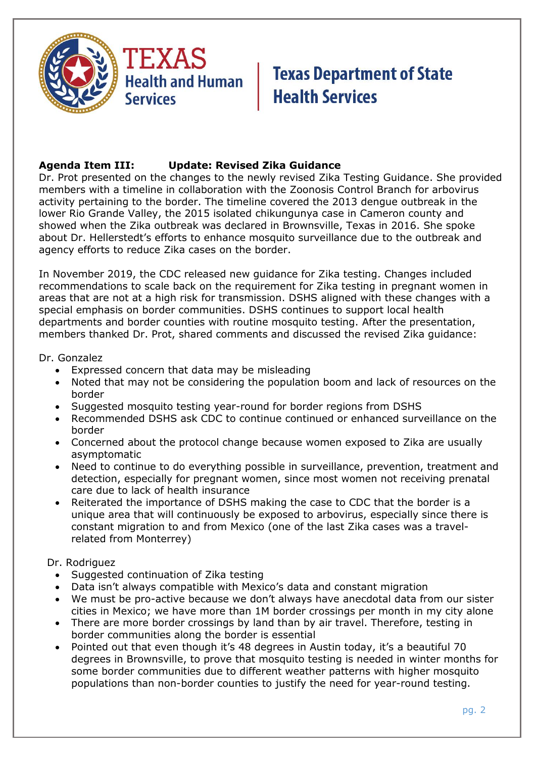**Agenda Item III: Update: Revised Zika Guidance**

Dr. Prot presented on the changes to the newly revised Zika Testing Guidance. She provided members with a timeline in collaboration with the Zoonosis Control Branch for arbovirus activity pertaining to the border. The timeline covered the 2013 dengue outbreak in the lower Rio Grande Valley, the 2015 isolated chikungunya case in Cameron county and showed when the Zika outbreak was declared in Brownsville, Texas in 2016. She spoke about Dr. Hellerstedt's efforts to enhance mosquito surveillance due to the outbreak and agency efforts to reduce Zika cases on the border.

In November 2019, the CDC released new guidance for Zika testing. Changes included recommendations to scale back on the requirement for Zika testing in pregnant women in areas that are not at a high risk for transmission. DSHS aligned with these changes with a special emphasis on border communities. DSHS continues to support local health departments and border counties with routine mosquito testing. After the presentation, members thanked Dr. Prot, shared comments and discussed the revised Zika guidance:

Dr. Gonzalez

- Expressed concern that data may be misleading
- Noted that may not be considering the population boom and lack of resources on the border
- Suggested mosquito testing year-round for border regions from DSHS
- Recommended DSHS ask CDC to continue continued or enhanced surveillance on the border
- Concerned about the protocol change because women exposed to Zika are usually asymptomatic
- Need to continue to do everything possible in surveillance, prevention, treatment and detection, especially for pregnant women, since most women not receiving prenatal care due to lack of health insurance
- Reiterated the importance of DSHS making the case to CDC that the border is a unique area that will continuously be exposed to arbovirus, especially since there is constant migration to and from Mexico (one of the last Zika cases was a travel-related from Monterrey)

Dr. Rodriguez

- Suggested continuation of Zika testing
- Data isn't always compatible with Mexico's data and constant migration
- We must be pro-active because we don't always have anecdotal data from our sister cities in Mexico; we have more than 1M border crossings per month in my city alone
- There are more border crossings by land than by air travel. Therefore, testing in border communities along the border is essential
- Pointed out that even though it's 48 degrees in Austin today, it's a beautiful 70 degrees in Brownsville, to prove that mosquito testing is needed in winter months for some border communities due to different weather patterns with higher mosquito populations than non-border counties to justify the need for year-round testing.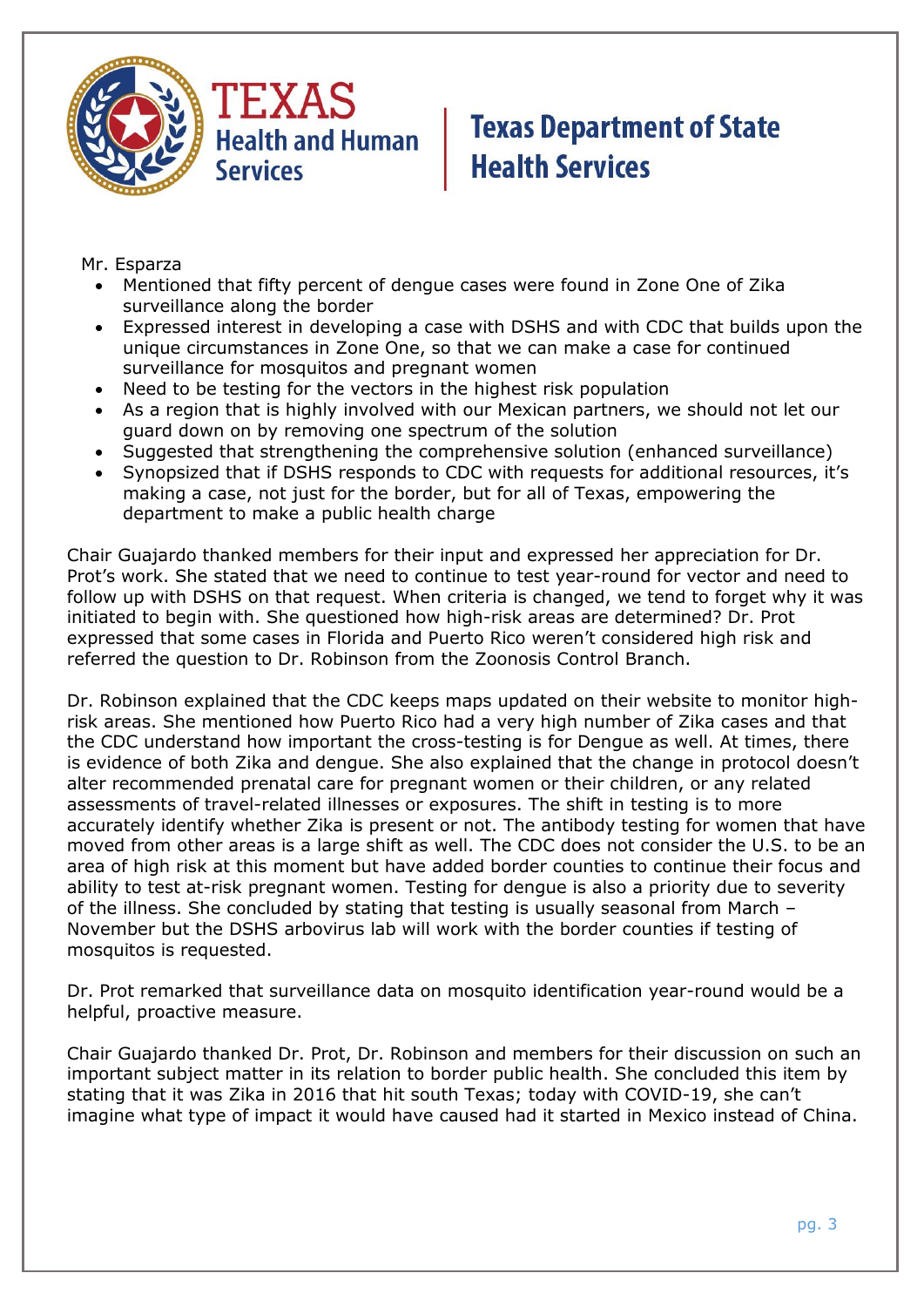Mr. Esparza

- Mentioned that fifty percent of dengue cases were found in Zone One of Zika surveillance along the border
- Expressed interest in developing a case with DSHS and with CDC that builds upon the unique circumstances in Zone One, so that we can make a case for continued surveillance for mosquitos and pregnant women
- Need to be testing for the vectors in the highest risk population
- As a region that is highly involved with our Mexican partners, we should not let our guard down on by removing one spectrum of the solution
- Suggested that strengthening the comprehensive solution (enhanced surveillance)
- Synopsized that if DSHS responds to CDC with requests for additional resources, it's making a case, not just for the border, but for all of Texas, empowering the department to make a public health charge

Chair Guajardo thanked members for their input and expressed her appreciation for Dr. Prot's work. She stated that we need to continue to test year-round for vector and need to follow up with DSHS on that request. When criteria is changed, we tend to forget why it was initiated to begin with. She questioned how high-risk areas are determined? Dr. Prot expressed that some cases in Florida and Puerto Rico weren't considered high risk and referred the question to Dr. Robinson from the Zoonosis Control Branch.

Dr. Robinson explained that the CDC keeps maps updated on their website to monitor high-risk areas. She mentioned how Puerto Rico had a very high number of Zika cases and that the CDC understand how important the cross-testing is for Dengue as well. At times, there is evidence of both Zika and dengue. She also explained that the change in protocol doesn't alter recommended prenatal care for pregnant women or their children, or any related assessments of travel-related illnesses or exposures. The shift in testing is to more accurately identify whether Zika is present or not. The antibody testing for women that have moved from other areas is a large shift as well. The CDC does not consider the U.S. to be an area of high risk at this moment but have added border counties to continue their focus and ability to test at-risk pregnant women. Testing for dengue is also a priority due to severity of the illness. She concluded by stating that testing is usually seasonal from March – November but the DSHS arbovirus lab will work with the border counties if testing of mosquitos is requested.

Dr. Prot remarked that surveillance data on mosquito identification year-round would be a helpful, proactive measure.

Chair Guajardo thanked Dr. Prot, Dr. Robinson and members for their discussion on such an important subject matter in its relation to border public health. She concluded this item by stating that it was Zika in 2016 that hit south Texas; today with COVID-19, she can't imagine what type of impact it would have caused had it started in Mexico instead of China.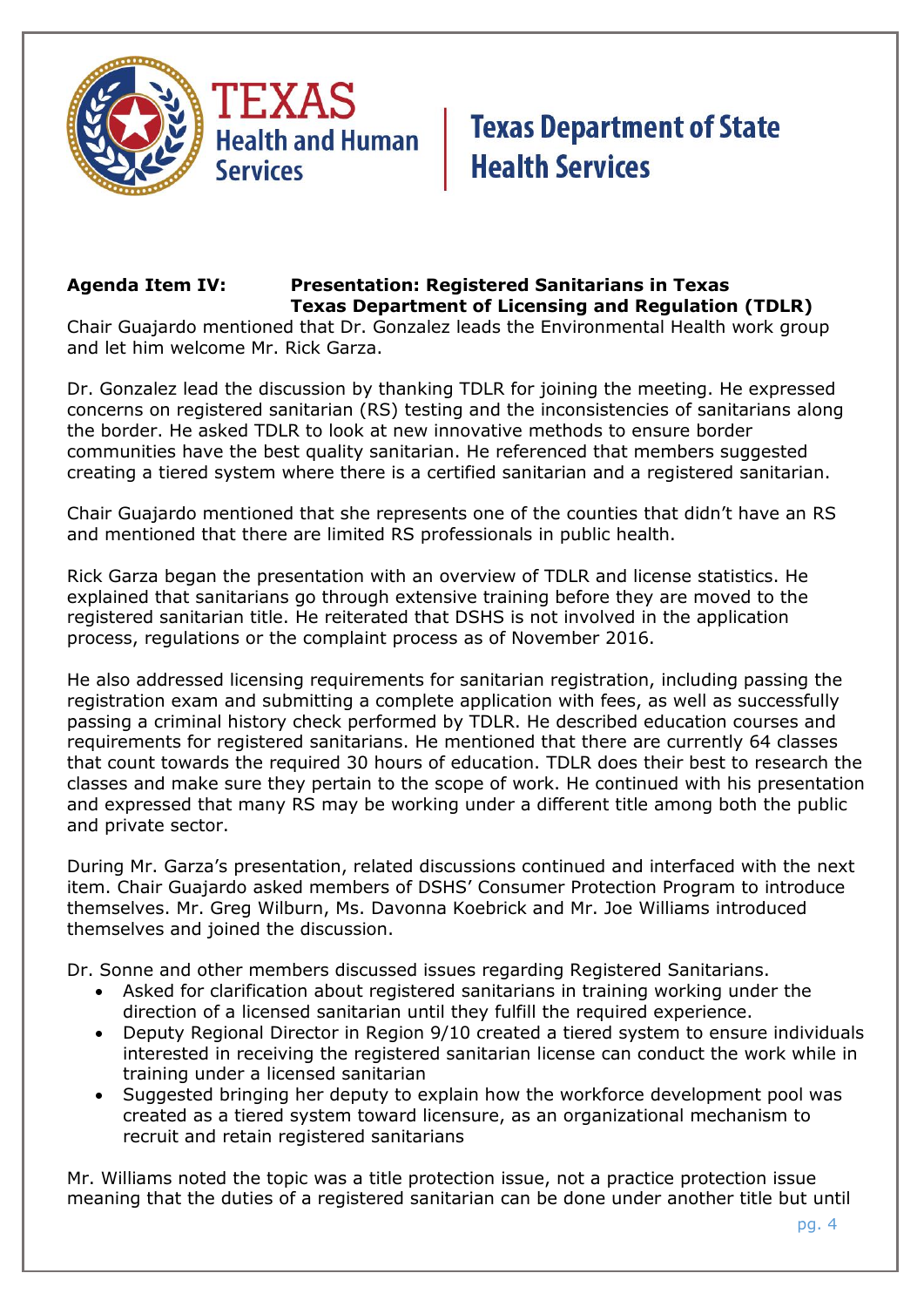**Agenda Item IV: Presentation: Registered Sanitarians in Texas Texas Department of Licensing and Regulation (TDLR)**

Chair Guajardo mentioned that Dr. Gonzalez leads the Environmental Health work group and let him welcome Mr. Rick Garza.

Dr. Gonzalez lead the discussion by thanking TDLR for joining the meeting. He expressed concerns on registered sanitarian (RS) testing and the inconsistencies of sanitarians along the border. He asked TDLR to look at new innovative methods to ensure border communities have the best quality sanitarian. He referenced that members suggested creating a tiered system where there is a certified sanitarian and a registered sanitarian.

Chair Guajardo mentioned that she represents one of the counties that didn't have an RS and mentioned that there are limited RS professionals in public health.

Rick Garza began the presentation with an overview of TDLR and license statistics. He explained that sanitarians go through extensive training before they are moved to the registered sanitarian title. He reiterated that DSHS is not involved in the application process, regulations or the complaint process as of November 2016.

He also addressed licensing requirements for sanitarian registration, including passing the registration exam and submitting a complete application with fees, as well as successfully passing a criminal history check performed by TDLR. He described education courses and requirements for registered sanitarians. He mentioned that there are currently 64 classes that count towards the required 30 hours of education. TDLR does their best to research the classes and make sure they pertain to the scope of work. He continued with his presentation and expressed that many RS may be working under a different title among both the public and private sector.

During Mr. Garza's presentation, related discussions continued and interfaced with the next item. Chair Guajardo asked members of DSHS' Consumer Protection Program to introduce themselves. Mr. Greg Wilburn, Ms. Davonna Koebrick and Mr. Joe Williams introduced themselves and joined the discussion.

Dr. Sonne and other members discussed issues regarding Registered Sanitarians.

- Asked for clarification about registered sanitarians in training working under the direction of a licensed sanitarian until they fulfill the required experience.
- Deputy Regional Director in Region 9/10 created a tiered system to ensure individuals interested in receiving the registered sanitarian license can conduct the work while in training under a licensed sanitarian
- Suggested bringing her deputy to explain how the workforce development pool was created as a tiered system toward licensure, as an organizational mechanism to recruit and retain registered sanitarians

Mr. Williams noted the topic was a title protection issue, not a practice protection issue meaning that the duties of a registered sanitarian can be done under another title but until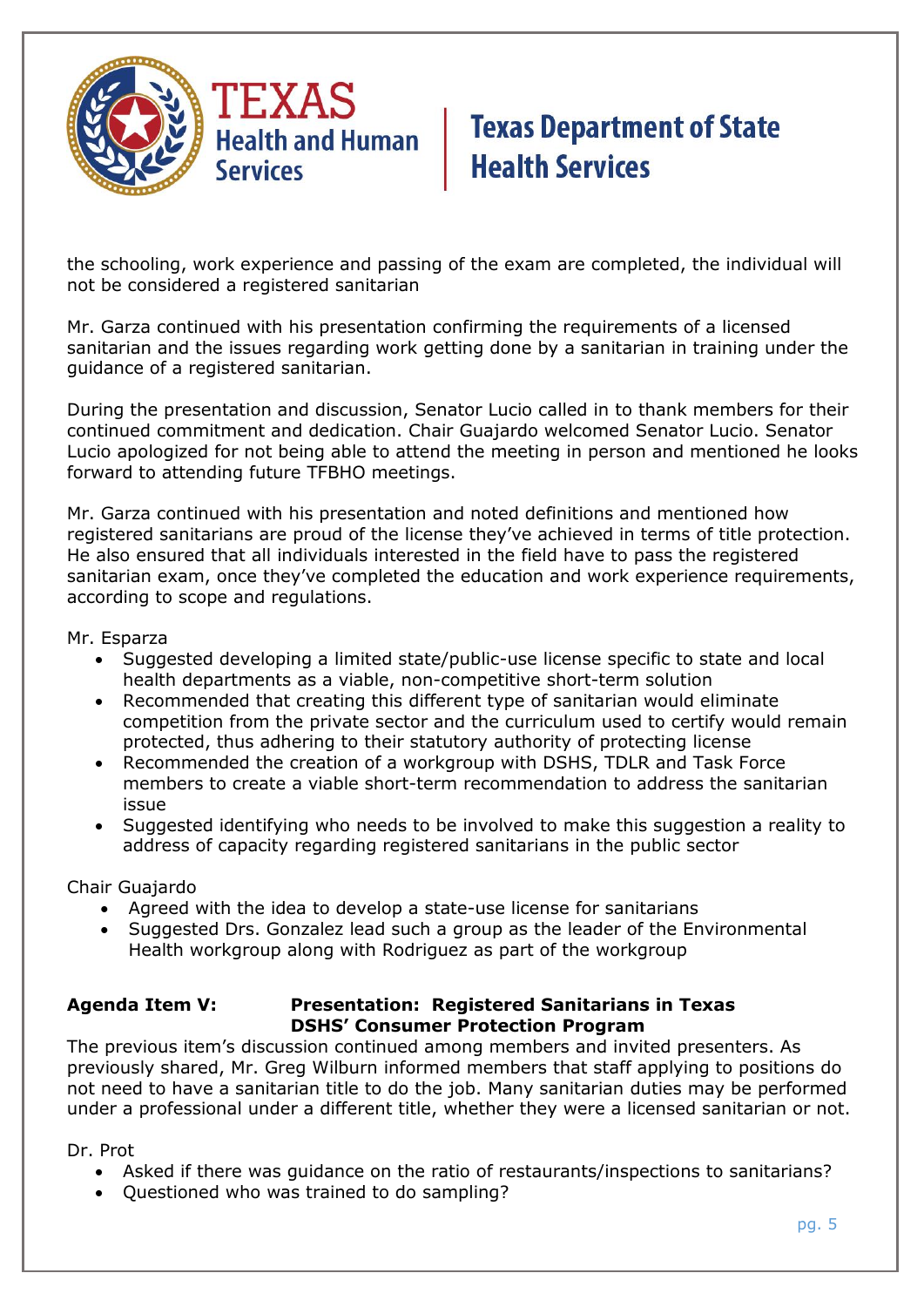the schooling, work experience and passing of the exam are completed, the individual will not be considered a registered sanitarian

Mr. Garza continued with his presentation confirming the requirements of a licensed sanitarian and the issues regarding work getting done by a sanitarian in training under the guidance of a registered sanitarian.

During the presentation and discussion, Senator Lucio called in to thank members for their continued commitment and dedication. Chair Guajardo welcomed Senator Lucio. Senator Lucio apologized for not being able to attend the meeting in person and mentioned he looks forward to attending future TFBHO meetings.

Mr. Garza continued with his presentation and noted definitions and mentioned how registered sanitarians are proud of the license they've achieved in terms of title protection. He also ensured that all individuals interested in the field have to pass the registered sanitarian exam, once they've completed the education and work experience requirements, according to scope and regulations.

Mr. Esparza

- Suggested developing a limited state/public-use license specific to state and local health departments as a viable, non-competitive short-term solution
- Recommended that creating this different type of sanitarian would eliminate competition from the private sector and the curriculum used to certify would remain protected, thus adhering to their statutory authority of protecting license
- Recommended the creation of a workgroup with DSHS, TDLR and Task Force members to create a viable short-term recommendation to address the sanitarian issue
- Suggested identifying who needs to be involved to make this suggestion a reality to address of capacity regarding registered sanitarians in the public sector

Chair Guajardo

- Agreed with the idea to develop a state-use license for sanitarians
- Suggested Drs. Gonzalez lead such a group as the leader of the Environmental Health workgroup along with Rodriguez as part of the workgroup

**Agenda Item V: Presentation: Registered Sanitarians in Texas DSHS' Consumer Protection Program**

The previous item's discussion continued among members and invited presenters. As previously shared, Mr. Greg Wilburn informed members that staff applying to positions do not need to have a sanitarian title to do the job. Many sanitarian duties may be performed under a professional under a different title, whether they were a licensed sanitarian or not.

Dr. Prot

- Asked if there was guidance on the ratio of restaurants/inspections to sanitarians?
- Questioned who was trained to do sampling?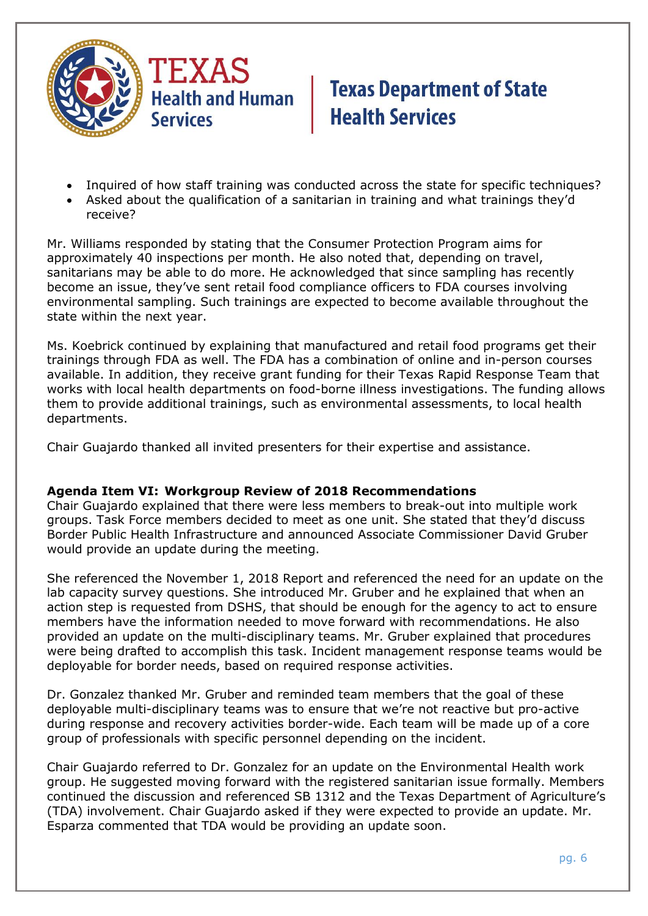- Inquired of how staff training was conducted across the state for specific techniques?
- Asked about the qualification of a sanitarian in training and what trainings they'd receive?

Mr. Williams responded by stating that the Consumer Protection Program aims for approximately 40 inspections per month. He also noted that, depending on travel, sanitarians may be able to do more. He acknowledged that since sampling has recently become an issue, they've sent retail food compliance officers to FDA courses involving environmental sampling. Such trainings are expected to become available throughout the state within the next year.

Ms. Koebrick continued by explaining that manufactured and retail food programs get their trainings through FDA as well. The FDA has a combination of online and in-person courses available. In addition, they receive grant funding for their Texas Rapid Response Team that works with local health departments on food-borne illness investigations. The funding allows them to provide additional trainings, such as environmental assessments, to local health departments.

Chair Guajardo thanked all invited presenters for their expertise and assistance.

**Agenda Item VI: Workgroup Review of 2018 Recommendations**

Chair Guajardo explained that there were less members to break-out into multiple work groups. Task Force members decided to meet as one unit. She stated that they'd discuss Border Public Health Infrastructure and announced Associate Commissioner David Gruber would provide an update during the meeting.

She referenced the November 1, 2018 Report and referenced the need for an update on the lab capacity survey questions. She introduced Mr. Gruber and he explained that when an action step is requested from DSHS, that should be enough for the agency to act to ensure members have the information needed to move forward with recommendations. He also provided an update on the multi-disciplinary teams. Mr. Gruber explained that procedures were being drafted to accomplish this task. Incident management response teams would be deployable for border needs, based on required response activities.

Dr. Gonzalez thanked Mr. Gruber and reminded team members that the goal of these deployable multi-disciplinary teams was to ensure that we're not reactive but pro-active during response and recovery activities border-wide. Each team will be made up of a core group of professionals with specific personnel depending on the incident.

Chair Guajardo referred to Dr. Gonzalez for an update on the Environmental Health work group. He suggested moving forward with the registered sanitarian issue formally. Members continued the discussion and referenced SB 1312 and the Texas Department of Agriculture's (TDA) involvement. Chair Guajardo asked if they were expected to provide an update. Mr. Esparza commented that TDA would be providing an update soon.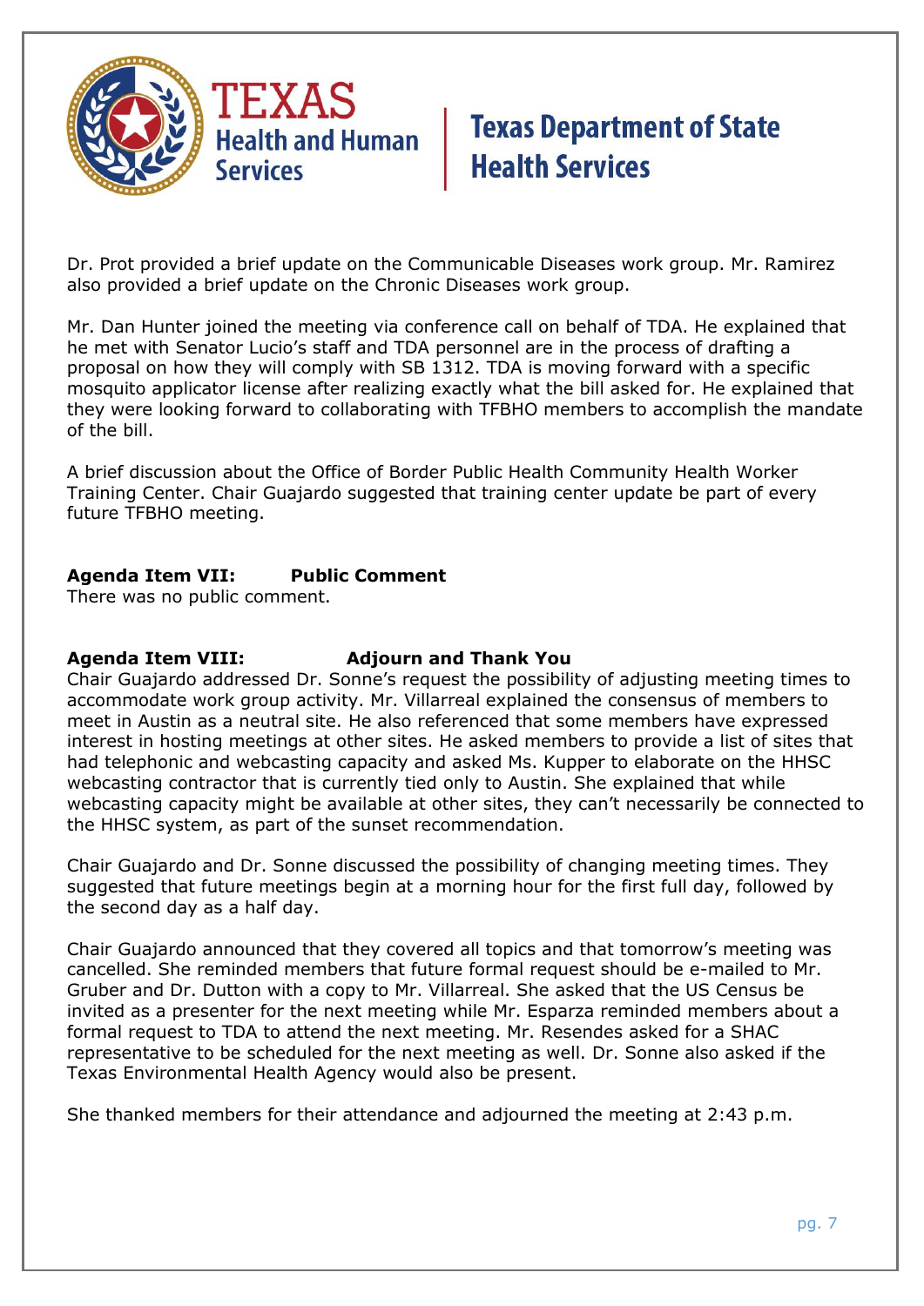Dr. Prot provided a brief update on the Communicable Diseases work group. Mr. Ramirez also provided a brief update on the Chronic Diseases work group.

Mr. Dan Hunter joined the meeting via conference call on behalf of TDA. He explained that he met with Senator Lucio's staff and TDA personnel are in the process of drafting a proposal on how they will comply with SB 1312. TDA is moving forward with a specific mosquito applicator license after realizing exactly what the bill asked for. He explained that they were looking forward to collaborating with TFBHO members to accomplish the mandate of the bill.

A brief discussion about the Office of Border Public Health Community Health Worker Training Center. Chair Guajardo suggested that training center update be part of every future TFBHO meeting.

**Agenda Item VII: Public Comment**

There was no public comment.

**Agenda Item VIII: Adjourn and Thank You**

Chair Guajardo addressed Dr. Sonne's request the possibility of adjusting meeting times to accommodate work group activity. Mr. Villarreal explained the consensus of members to meet in Austin as a neutral site. He also referenced that some members have expressed interest in hosting meetings at other sites. He asked members to provide a list of sites that had telephonic and webcasting capacity and asked Ms. Kupper to elaborate on the HHSC webcasting contractor that is currently tied only to Austin. She explained that while webcasting capacity might be available at other sites, they can't necessarily be connected to the HHSC system, as part of the sunset recommendation.

Chair Guajardo and Dr. Sonne discussed the possibility of changing meeting times. They suggested that future meetings begin at a morning hour for the first full day, followed by the second day as a half day.

Chair Guajardo announced that they covered all topics and that tomorrow's meeting was cancelled. She reminded members that future formal request should be e-mailed to Mr. Gruber and Dr. Dutton with a copy to Mr. Villarreal. She asked that the US Census be invited as a presenter for the next meeting while Mr. Esparza reminded members about a formal request to TDA to attend the next meeting. Mr. Resendes asked for a SHAC representative to be scheduled for the next meeting as well. Dr. Sonne also asked if the Texas Environmental Health Agency would also be present.

She thanked members for their attendance and adjourned the meeting at 2:43 p.m.